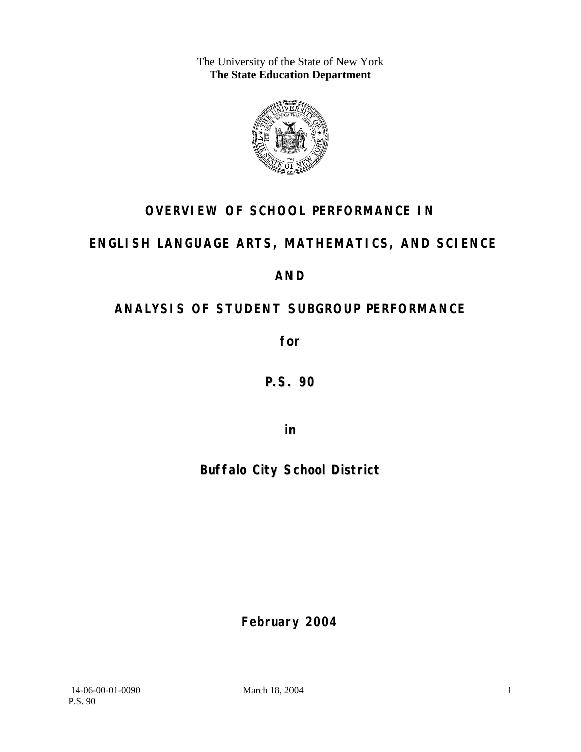The University of the State of New York
**The State Education Department**

# OVERVIEW OF SCHOOL PERFORMANCE IN

# ENGLISH LANGUAGE ARTS, MATHEMATICS, AND SCIENCE

# AND

# ANALYSIS OF STUDENT SUBGROUP PERFORMANCE

**for**

## P.S. 90

**in**

## Buffalo City School District

**February 2004**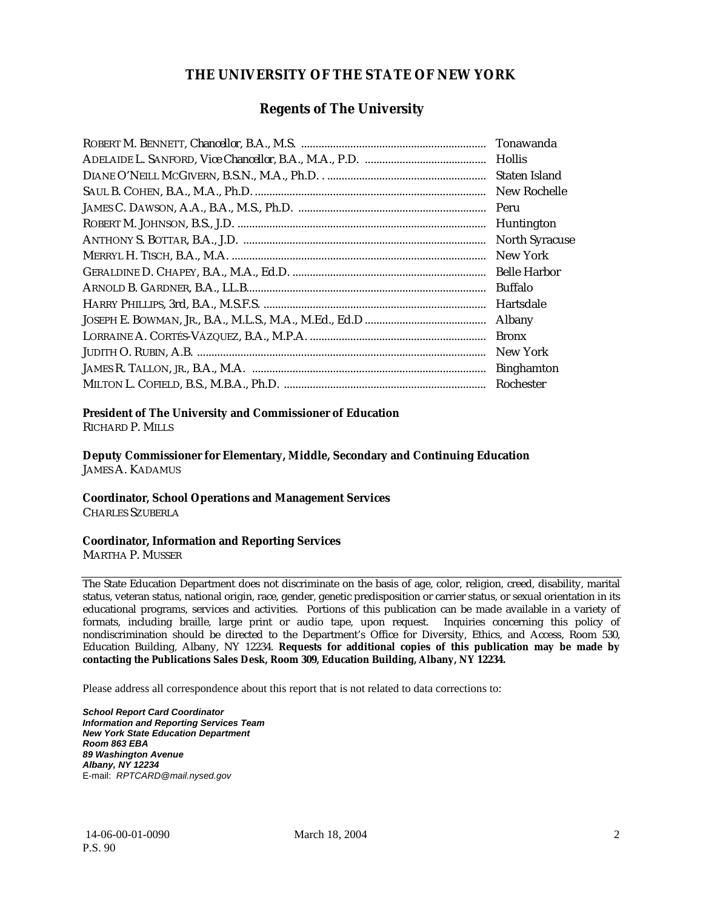# THE UNIVERSITY OF THE STATE OF NEW YORK

## Regents of The University

| | |
|---|---|
| ROBERT M. BENNETT, *Chancellor*, B.A., M.S. | Tonawanda |
| ADELAIDE L. SANFORD, *Vice Chancellor*, B.A., M.A., P.D. | Hollis |
| DIANE O'NEILL MCGIVERN, B.S.N., M.A., Ph.D. | Staten Island |
| SAUL B. COHEN, B.A., M.A., Ph.D. | New Rochelle |
| JAMES C. DAWSON, A.A., B.A., M.S., Ph.D. | Peru |
| ROBERT M. JOHNSON, B.S., J.D. | Huntington |
| ANTHONY S. BOTTAR, B.A., J.D. | North Syracuse |
| MERRYL H. TISCH, B.A., M.A. | New York |
| GERALDINE D. CHAPEY, B.A., M.A., Ed.D. | Belle Harbor |
| ARNOLD B. GARDNER, B.A., LL.B. | Buffalo |
| HARRY PHILLIPS, 3rd, B.A., M.S.F.S. | Hartsdale |
| JOSEPH E. BOWMAN, JR., B.A., M.L.S., M.A., M.Ed., Ed.D | Albany |
| LORRAINE A. CORTÉS-VÁZQUEZ, B.A., M.P.A. | Bronx |
| JUDITH O. RUBIN, A.B. | New York |
| JAMES R. TALLON, JR., B.A., M.A. | Binghamton |
| MILTON L. COFIELD, B.S., M.B.A., Ph.D. | Rochester |

**President of The University and Commissioner of Education**
RICHARD P. MILLS

**Deputy Commissioner for Elementary, Middle, Secondary and Continuing Education**
JAMES A. KADAMUS

**Coordinator, School Operations and Management Services**
CHARLES SZUBERLA

**Coordinator, Information and Reporting Services**
MARTHA P. MUSSER

---

The State Education Department does not discriminate on the basis of age, color, religion, creed, disability, marital status, veteran status, national origin, race, gender, genetic predisposition or carrier status, or sexual orientation in its educational programs, services and activities. Portions of this publication can be made available in a variety of formats, including braille, large print or audio tape, upon request. Inquiries concerning this policy of nondiscrimination should be directed to the Department's Office for Diversity, Ethics, and Access, Room 530, Education Building, Albany, NY 12234. **Requests for additional copies of this publication may be made by contacting the Publications Sales Desk, Room 309, Education Building, Albany, NY 12234.**

Please address all correspondence about this report that is not related to data corrections to:

***School Report Card Coordinator***
***Information and Reporting Services Team***
***New York State Education Department***
***Room 863 EBA***
***89 Washington Avenue***
***Albany, NY 12234***
E-mail: *RPTCARD@mail.nysed.gov*

14-06-00-01-0090
P.S. 90

March 18, 2004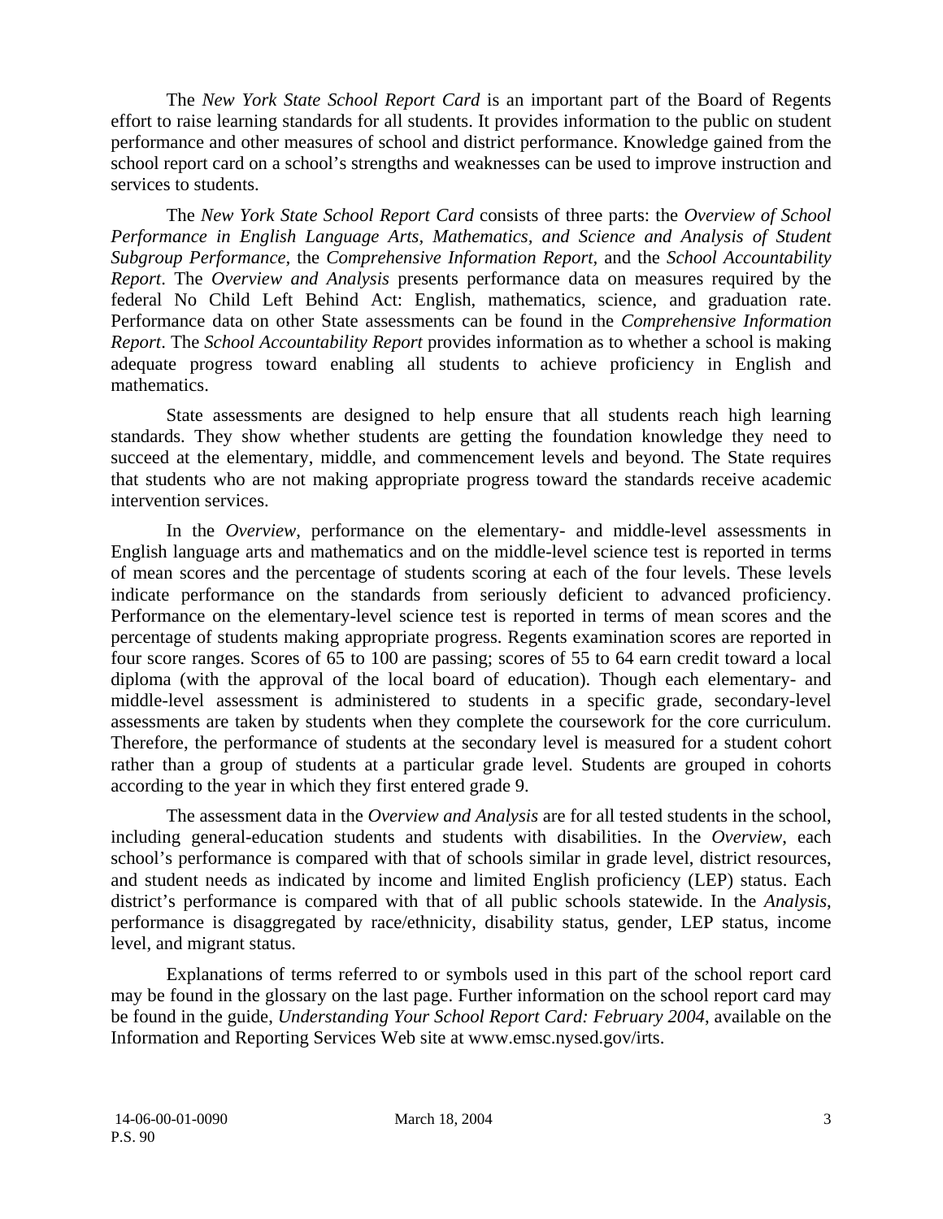The *New York State School Report Card* is an important part of the Board of Regents effort to raise learning standards for all students. It provides information to the public on student performance and other measures of school and district performance. Knowledge gained from the school report card on a school's strengths and weaknesses can be used to improve instruction and services to students.

The *New York State School Report Card* consists of three parts: the *Overview of School Performance in English Language Arts, Mathematics, and Science and Analysis of Student Subgroup Performance,* the *Comprehensive Information Report,* and the *School Accountability Report*. The *Overview and Analysis* presents performance data on measures required by the federal No Child Left Behind Act: English, mathematics, science, and graduation rate. Performance data on other State assessments can be found in the *Comprehensive Information Report*. The *School Accountability Report* provides information as to whether a school is making adequate progress toward enabling all students to achieve proficiency in English and mathematics.

State assessments are designed to help ensure that all students reach high learning standards. They show whether students are getting the foundation knowledge they need to succeed at the elementary, middle, and commencement levels and beyond. The State requires that students who are not making appropriate progress toward the standards receive academic intervention services.

In the *Overview*, performance on the elementary- and middle-level assessments in English language arts and mathematics and on the middle-level science test is reported in terms of mean scores and the percentage of students scoring at each of the four levels. These levels indicate performance on the standards from seriously deficient to advanced proficiency. Performance on the elementary-level science test is reported in terms of mean scores and the percentage of students making appropriate progress. Regents examination scores are reported in four score ranges. Scores of 65 to 100 are passing; scores of 55 to 64 earn credit toward a local diploma (with the approval of the local board of education). Though each elementary- and middle-level assessment is administered to students in a specific grade, secondary-level assessments are taken by students when they complete the coursework for the core curriculum. Therefore, the performance of students at the secondary level is measured for a student cohort rather than a group of students at a particular grade level. Students are grouped in cohorts according to the year in which they first entered grade 9.

The assessment data in the *Overview and Analysis* are for all tested students in the school, including general-education students and students with disabilities. In the *Overview*, each school's performance is compared with that of schools similar in grade level, district resources, and student needs as indicated by income and limited English proficiency (LEP) status. Each district's performance is compared with that of all public schools statewide. In the *Analysis*, performance is disaggregated by race/ethnicity, disability status, gender, LEP status, income level, and migrant status.

Explanations of terms referred to or symbols used in this part of the school report card may be found in the glossary on the last page. Further information on the school report card may be found in the guide, *Understanding Your School Report Card: February 2004*, available on the Information and Reporting Services Web site at www.emsc.nysed.gov/irts.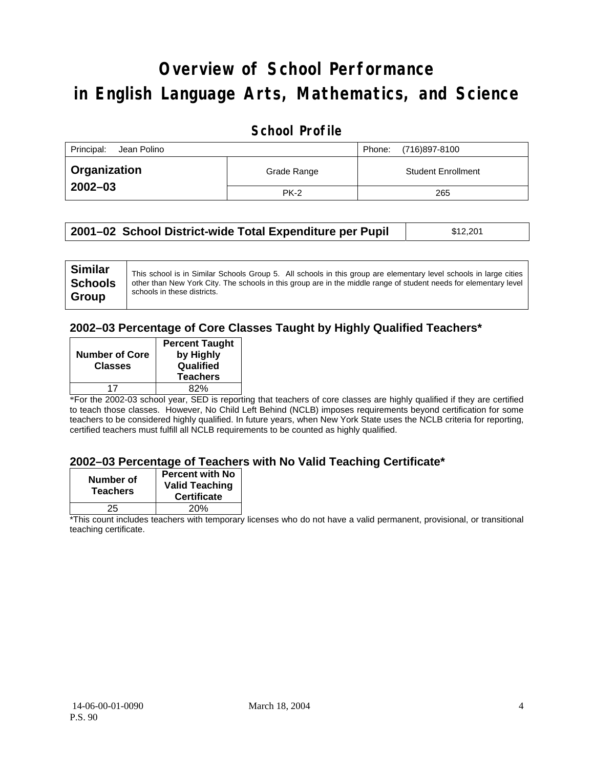# Overview of School Performance in English Language Arts, Mathematics, and Science

## School Profile

| Principal: Jean Polino | | Phone: (716)897-8100 |
|---|---|---|
| **Organization 2002–03** | Grade Range | Student Enrollment |
| | PK-2 | 265 |

| **2001–02 School District-wide Total Expenditure per Pupil** | $12,201 |
|---|---|

| **Similar Schools Group** | This school is in Similar Schools Group 5. All schools in this group are elementary level schools in large cities other than New York City. The schools in this group are in the middle range of student needs for elementary level schools in these districts. |
|---|---|

### 2002–03 Percentage of Core Classes Taught by Highly Qualified Teachers*

| Number of Core Classes | Percent Taught by Highly Qualified Teachers |
|---|---|
| 17 | 82% |

*For the 2002-03 school year, SED is reporting that teachers of core classes are highly qualified if they are certified to teach those classes. However, No Child Left Behind (NCLB) imposes requirements beyond certification for some teachers to be considered highly qualified. In future years, when New York State uses the NCLB criteria for reporting, certified teachers must fulfill all NCLB requirements to be counted as highly qualified.

### 2002–03 Percentage of Teachers with No Valid Teaching Certificate*

| Number of Teachers | Percent with No Valid Teaching Certificate |
|---|---|
| 25 | 20% |

*This count includes teachers with temporary licenses who do not have a valid permanent, provisional, or transitional teaching certificate.

14-06-00-01-0090
P.S. 90

March 18, 2004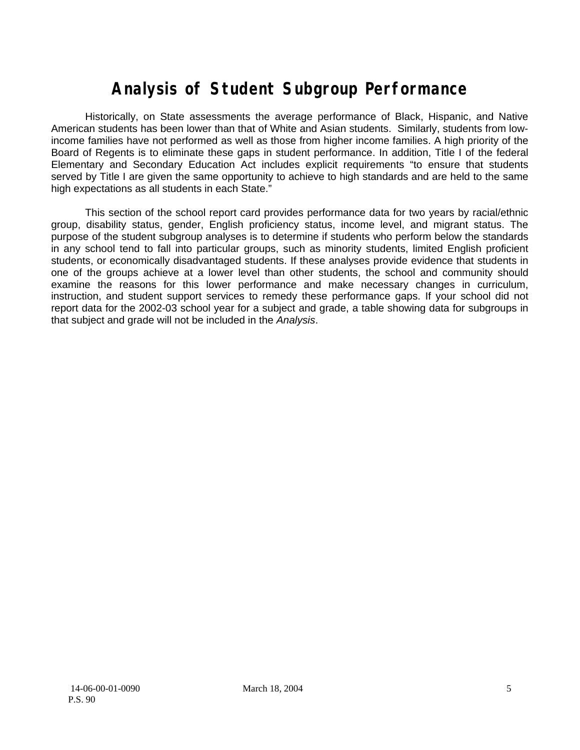# Analysis of Student Subgroup Performance

Historically, on State assessments the average performance of Black, Hispanic, and Native American students has been lower than that of White and Asian students. Similarly, students from low-income families have not performed as well as those from higher income families. A high priority of the Board of Regents is to eliminate these gaps in student performance. In addition, Title I of the federal Elementary and Secondary Education Act includes explicit requirements "to ensure that students served by Title I are given the same opportunity to achieve to high standards and are held to the same high expectations as all students in each State."

This section of the school report card provides performance data for two years by racial/ethnic group, disability status, gender, English proficiency status, income level, and migrant status. The purpose of the student subgroup analyses is to determine if students who perform below the standards in any school tend to fall into particular groups, such as minority students, limited English proficient students, or economically disadvantaged students. If these analyses provide evidence that students in one of the groups achieve at a lower level than other students, the school and community should examine the reasons for this lower performance and make necessary changes in curriculum, instruction, and student support services to remedy these performance gaps. If your school did not report data for the 2002-03 school year for a subject and grade, a table showing data for subgroups in that subject and grade will not be included in the *Analysis*.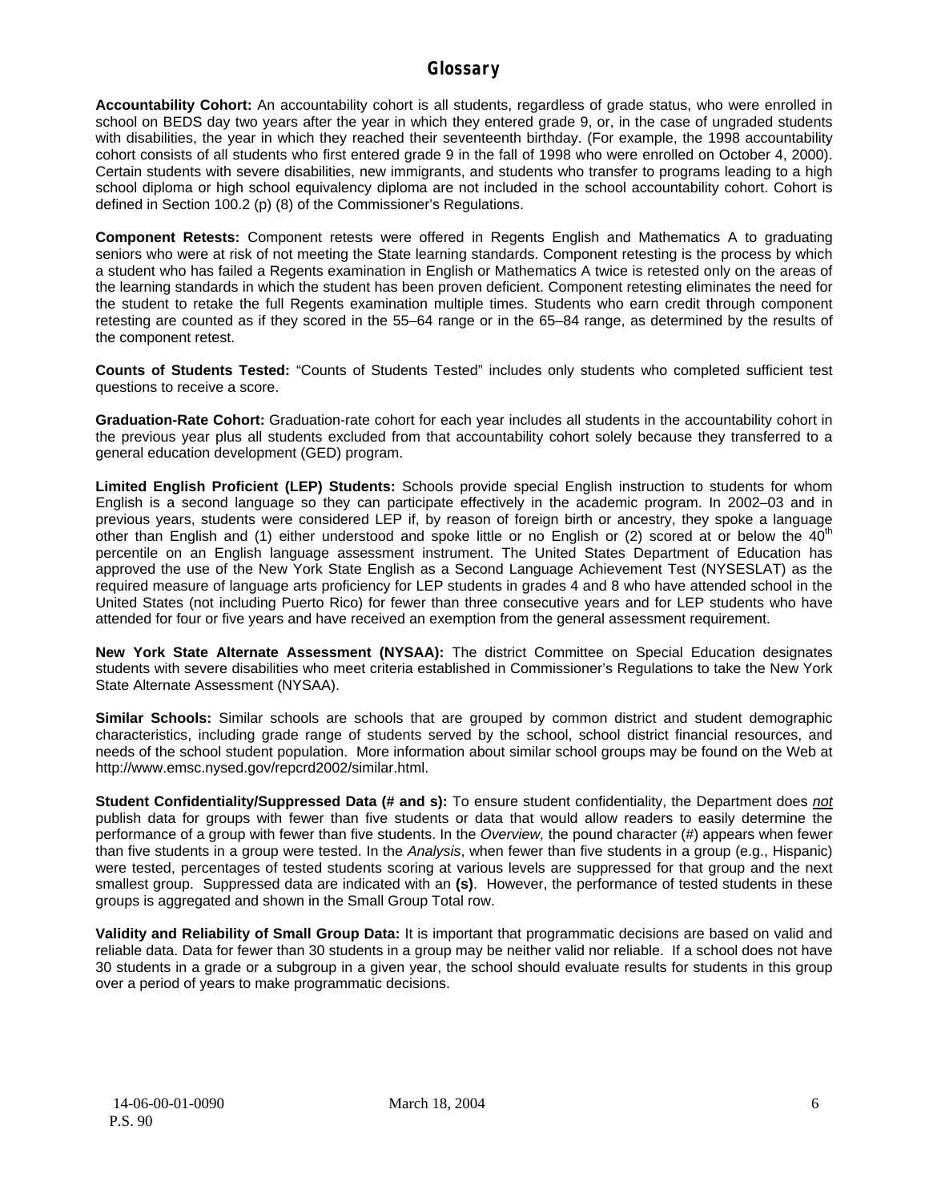# Glossary

**Accountability Cohort:** An accountability cohort is all students, regardless of grade status, who were enrolled in school on BEDS day two years after the year in which they entered grade 9, or, in the case of ungraded students with disabilities, the year in which they reached their seventeenth birthday. (For example, the 1998 accountability cohort consists of all students who first entered grade 9 in the fall of 1998 who were enrolled on October 4, 2000). Certain students with severe disabilities, new immigrants, and students who transfer to programs leading to a high school diploma or high school equivalency diploma are not included in the school accountability cohort. Cohort is defined in Section 100.2 (p) (8) of the Commissioner's Regulations.

**Component Retests:** Component retests were offered in Regents English and Mathematics A to graduating seniors who were at risk of not meeting the State learning standards. Component retesting is the process by which a student who has failed a Regents examination in English or Mathematics A twice is retested only on the areas of the learning standards in which the student has been proven deficient. Component retesting eliminates the need for the student to retake the full Regents examination multiple times. Students who earn credit through component retesting are counted as if they scored in the 55–64 range or in the 65–84 range, as determined by the results of the component retest.

**Counts of Students Tested:** "Counts of Students Tested" includes only students who completed sufficient test questions to receive a score.

**Graduation-Rate Cohort:** Graduation-rate cohort for each year includes all students in the accountability cohort in the previous year plus all students excluded from that accountability cohort solely because they transferred to a general education development (GED) program.

**Limited English Proficient (LEP) Students:** Schools provide special English instruction to students for whom English is a second language so they can participate effectively in the academic program. In 2002–03 and in previous years, students were considered LEP if, by reason of foreign birth or ancestry, they spoke a language other than English and (1) either understood and spoke little or no English or (2) scored at or below the 40th percentile on an English language assessment instrument. The United States Department of Education has approved the use of the New York State English as a Second Language Achievement Test (NYSESLAT) as the required measure of language arts proficiency for LEP students in grades 4 and 8 who have attended school in the United States (not including Puerto Rico) for fewer than three consecutive years and for LEP students who have attended for four or five years and have received an exemption from the general assessment requirement.

**New York State Alternate Assessment (NYSAA):** The district Committee on Special Education designates students with severe disabilities who meet criteria established in Commissioner's Regulations to take the New York State Alternate Assessment (NYSAA).

**Similar Schools:** Similar schools are schools that are grouped by common district and student demographic characteristics, including grade range of students served by the school, school district financial resources, and needs of the school student population. More information about similar school groups may be found on the Web at http://www.emsc.nysed.gov/repcrd2002/similar.html.

**Student Confidentiality/Suppressed Data (# and s):** To ensure student confidentiality, the Department does *not* publish data for groups with fewer than five students or data that would allow readers to easily determine the performance of a group with fewer than five students. In the *Overview,* the pound character (#) appears when fewer than five students in a group were tested. In the *Analysis*, when fewer than five students in a group (e.g., Hispanic) were tested, percentages of tested students scoring at various levels are suppressed for that group and the next smallest group. Suppressed data are indicated with an **(s)**. However, the performance of tested students in these groups is aggregated and shown in the Small Group Total row.

**Validity and Reliability of Small Group Data:** It is important that programmatic decisions are based on valid and reliable data. Data for fewer than 30 students in a group may be neither valid nor reliable. If a school does not have 30 students in a grade or a subgroup in a given year, the school should evaluate results for students in this group over a period of years to make programmatic decisions.